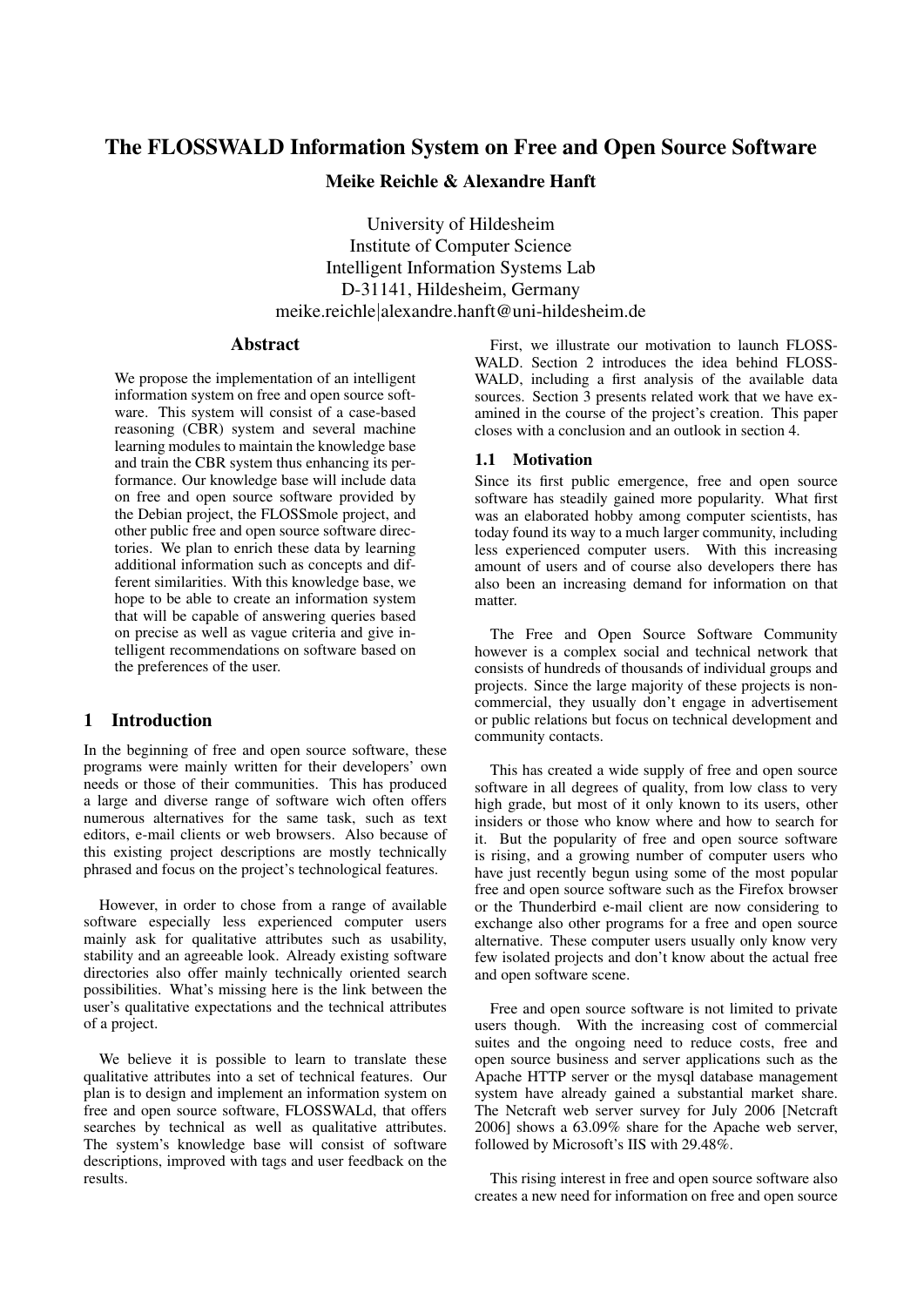# The FLOSSWALD Information System on Free and Open Source Software

**Meike Reichle & Alexandre Hanft**

University of Hildesheim
Institute of Computer Science
Intelligent Information Systems Lab
D-31141, Hildesheim, Germany
meike.reichle|alexandre.hanft@uni-hildesheim.de

## Abstract

We propose the implementation of an intelligent information system on free and open source software. This system will consist of a case-based reasoning (CBR) system and several machine learning modules to maintain the knowledge base and train the CBR system thus enhancing its performance. Our knowledge base will include data on free and open source software provided by the Debian project, the FLOSSmole project, and other public free and open source software directories. We plan to enrich these data by learning additional information such as concepts and different similarities. With this knowledge base, we hope to be able to create an information system that will be capable of answering queries based on precise as well as vague criteria and give intelligent recommendations on software based on the preferences of the user.

## 1 Introduction

In the beginning of free and open source software, these programs were mainly written for their developers' own needs or those of their communities. This has produced a large and diverse range of software wich often offers numerous alternatives for the same task, such as text editors, e-mail clients or web browsers. Also because of this existing project descriptions are mostly technically phrased and focus on the project's technological features.

However, in order to chose from a range of available software especially less experienced computer users mainly ask for qualitative attributes such as usability, stability and an agreeable look. Already existing software directories also offer mainly technically oriented search possibilities. What's missing here is the link between the user's qualitative expectations and the technical attributes of a project.

We believe it is possible to learn to translate these qualitative attributes into a set of technical features. Our plan is to design and implement an information system on free and open source software, FLOSSWALd, that offers searches by technical as well as qualitative attributes. The system's knowledge base will consist of software descriptions, improved with tags and user feedback on the results.

First, we illustrate our motivation to launch FLOSSWALD. Section 2 introduces the idea behind FLOSSWALD, including a first analysis of the available data sources. Section 3 presents related work that we have examined in the course of the project's creation. This paper closes with a conclusion and an outlook in section 4.

### 1.1 Motivation

Since its first public emergence, free and open source software has steadily gained more popularity. What first was an elaborated hobby among computer scientists, has today found its way to a much larger community, including less experienced computer users. With this increasing amount of users and of course also developers there has also been an increasing demand for information on that matter.

The Free and Open Source Software Community however is a complex social and technical network that consists of hundreds of thousands of individual groups and projects. Since the large majority of these projects is non-commercial, they usually don't engage in advertisement or public relations but focus on technical development and community contacts.

This has created a wide supply of free and open source software in all degrees of quality, from low class to very high grade, but most of it only known to its users, other insiders or those who know where and how to search for it. But the popularity of free and open source software is rising, and a growing number of computer users who have just recently begun using some of the most popular free and open source software such as the Firefox browser or the Thunderbird e-mail client are now considering to exchange also other programs for a free and open source alternative. These computer users usually only know very few isolated projects and don't know about the actual free and open software scene.

Free and open source software is not limited to private users though. With the increasing cost of commercial suites and the ongoing need to reduce costs, free and open source business and server applications such as the Apache HTTP server or the mysql database management system have already gained a substantial market share. The Netcraft web server survey for July 2006 [Netcraft 2006] shows a 63.09% share for the Apache web server, followed by Microsoft's IIS with 29.48%.

This rising interest in free and open source software also creates a new need for information on free and open source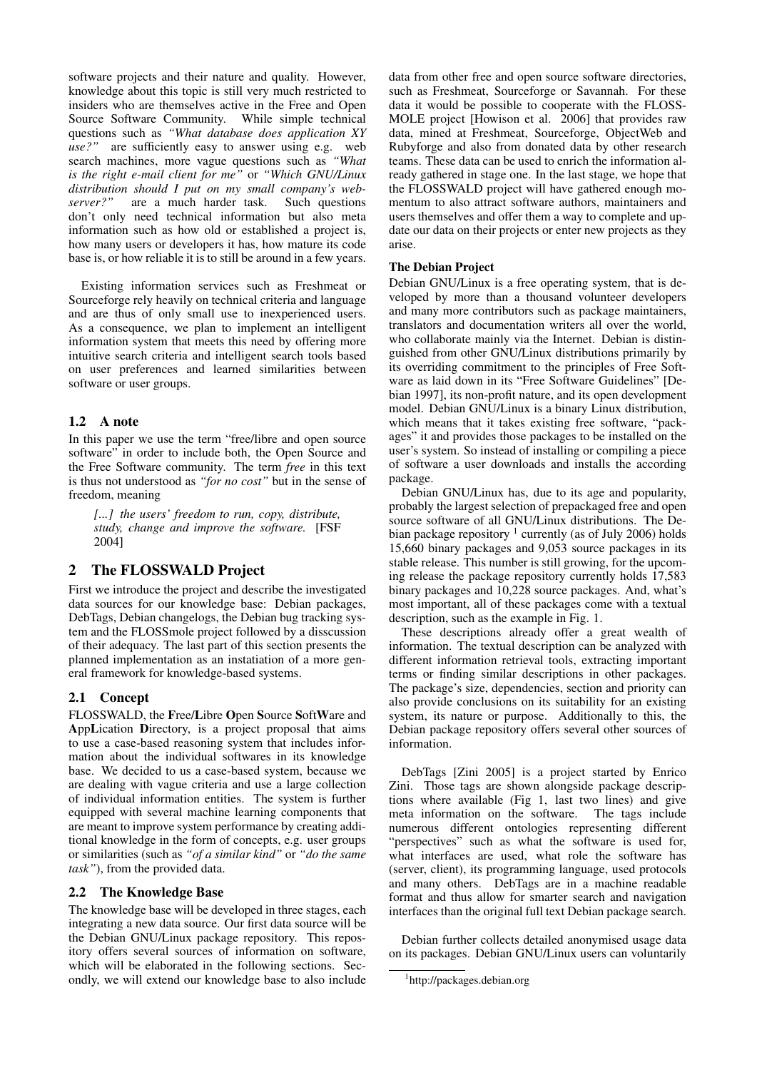software projects and their nature and quality. However, knowledge about this topic is still very much restricted to insiders who are themselves active in the Free and Open Source Software Community. While simple technical questions such as *"What database does application XY use?"* are sufficiently easy to answer using e.g. web search machines, more vague questions such as *"What is the right e-mail client for me"* or *"Which GNU/Linux distribution should I put on my small company's webserver?"* are a much harder task. Such questions don't only need technical information but also meta information such as how old or established a project is, how many users or developers it has, how mature its code base is, or how reliable it is to still be around in a few years.

Existing information services such as Freshmeat or Sourceforge rely heavily on technical criteria and language and are thus of only small use to inexperienced users. As a consequence, we plan to implement an intelligent information system that meets this need by offering more intuitive search criteria and intelligent search tools based on user preferences and learned similarities between software or user groups.

### 1.2 A note

In this paper we use the term "free/libre and open source software" in order to include both, the Open Source and the Free Software community. The term *free* in this text is thus not understood as *"for no cost"* but in the sense of freedom, meaning

> *[...] the users' freedom to run, copy, distribute, study, change and improve the software.* [FSF 2004]

## 2 The FLOSSWALD Project

First we introduce the project and describe the investigated data sources for our knowledge base: Debian packages, DebTags, Debian changelogs, the Debian bug tracking system and the FLOSSmole project followed by a disscussion of their adequacy. The last part of this section presents the planned implementation as an instatiation of a more general framework for knowledge-based systems.

### 2.1 Concept

FLOSSWALD, the **F**ree/**L**ibre **O**pen **S**ource **S**oft**W**are and **A**pp**L**ication **D**irectory, is a project proposal that aims to use a case-based reasoning system that includes information about the individual softwares in its knowledge base. We decided to us a case-based system, because we are dealing with vague criteria and use a large collection of individual information entities. The system is further equipped with several machine learning components that are meant to improve system performance by creating additional knowledge in the form of concepts, e.g. user groups or similarities (such as *"of a similar kind"* or *"do the same task"*), from the provided data.

### 2.2 The Knowledge Base

The knowledge base will be developed in three stages, each integrating a new data source. Our first data source will be the Debian GNU/Linux package repository. This repository offers several sources of information on software, which will be elaborated in the following sections. Secondly, we will extend our knowledge base to also include data from other free and open source software directories, such as Freshmeat, Sourceforge or Savannah. For these data it would be possible to cooperate with the FLOSSMOLE project [Howison et al. 2006] that provides raw data, mined at Freshmeat, Sourceforge, ObjectWeb and Rubyforge and also from donated data by other research teams. These data can be used to enrich the information already gathered in stage one. In the last stage, we hope that the FLOSSWALD project will have gathered enough momentum to also attract software authors, maintainers and users themselves and offer them a way to complete and update our data on their projects or enter new projects as they arise.

#### The Debian Project

Debian GNU/Linux is a free operating system, that is developed by more than a thousand volunteer developers and many more contributors such as package maintainers, translators and documentation writers all over the world, who collaborate mainly via the Internet. Debian is distinguished from other GNU/Linux distributions primarily by its overriding commitment to the principles of Free Software as laid down in its "Free Software Guidelines" [Debian 1997], its non-profit nature, and its open development model. Debian GNU/Linux is a binary Linux distribution, which means that it takes existing free software, "packages" it and provides those packages to be installed on the user's system. So instead of installing or compiling a piece of software a user downloads and installs the according package.

Debian GNU/Linux has, due to its age and popularity, probably the largest selection of prepackaged free and open source software of all GNU/Linux distributions. The Debian package repository [1] currently (as of July 2006) holds 15,660 binary packages and 9,053 source packages in its stable release. This number is still growing, for the upcoming release the package repository currently holds 17,583 binary packages and 10,228 source packages. And, what's most important, all of these packages come with a textual description, such as the example in Fig. 1.

These descriptions already offer a great wealth of information. The textual description can be analyzed with different information retrieval tools, extracting important terms or finding similar descriptions in other packages. The package's size, dependencies, section and priority can also provide conclusions on its suitability for an existing system, its nature or purpose. Additionally to this, the Debian package repository offers several other sources of information.

DebTags [Zini 2005] is a project started by Enrico Zini. Those tags are shown alongside package descriptions where available (Fig 1, last two lines) and give meta information on the software. The tags include numerous different ontologies representing different "perspectives" such as what the software is used for, what interfaces are used, what role the software has (server, client), its programming language, used protocols and many others. DebTags are in a machine readable format and thus allow for smarter search and navigation interfaces than the original full text Debian package search.

Debian further collects detailed anonymised usage data on its packages. Debian GNU/Linux users can voluntarily

[1] http://packages.debian.org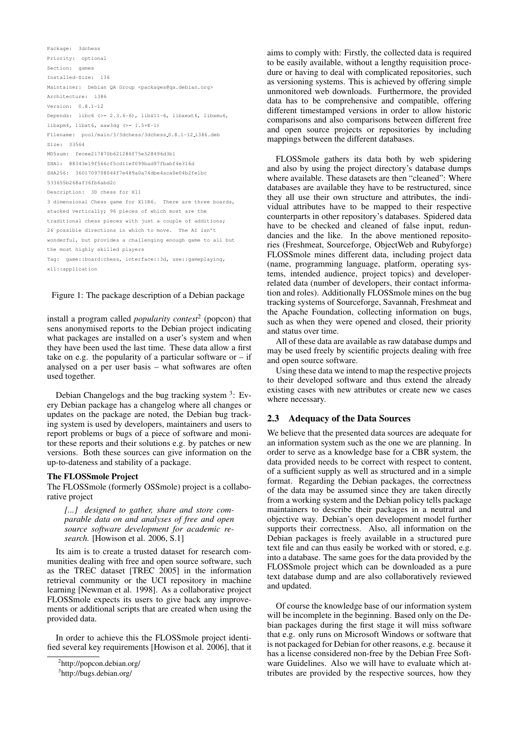```
Package: 3dchess
Priority: optional
Section: games
Installed-Size: 136
Maintainer: Debian QA Group <packages@qa.debian.org>
Architecture: i386
Version: 0.8.1-12
Depends: libc6 (>= 2.3.6-6), libx11-6, libxext6, libxmu6,
libxpm4, libxt6, xaw3dg (>= 1.5+E-1)
Filename: pool/main/3/3dchess/3dchess_0.8.1-12_i386.deb
Size: 33564
MD5sum: fecee217870b621286f75e528496d3b1
SHA1: 88343e19f566cf5cd11ef099bad97fbabf4e316d
SHA256: 3601709708044f7e489a0a74dbe4aca0e04b2fe1bc
533655b268af36fb6abd2c
Description: 3D chess for X11
3 dimensional Chess game for X11R6. There are three boards,
stacked vertically; 96 pieces of which most are the
traditional chess pieces with just a couple of additions;
26 possible directions in which to move. The AI isn't
wonderful, but provides a challenging enough game to all but
the most highly skilled players
Tag: game::board:chess, interface::3d, use::gameplaying,
x11::application
```

Figure 1: The package description of a Debian package

install a program called *popularity contest*[2] (popcon) that sens anonymised reports to the Debian project indicating what packages are installed on a user's system and when they have been used the last time. These data allow a first take on e.g. the popularity of a particular software or – if analysed on a per user basis – what softwares are often used together.

Debian Changelogs and the bug tracking system [3]: Every Debian package has a changelog where all changes or updates on the package are noted, the Debian bug tracking system is used by developers, maintainers and users to report problems or bugs of a piece of software and monitor these reports and their solutions e.g. by patches or new versions. Both these sources can give information on the up-to-dateness and stability of a package.

**The FLOSSmole Project**

The FLOSSmole (formerly OSSmole) project is a collaborative project

> *[...] designed to gather, share and store comparable data on and analyses of free and open source software development for academic research.* [Howison et al. 2006, S.1]

Its aim is to create a trusted dataset for research communities dealing with free and open source software, such as the TREC dataset [TREC 2005] in the information retrieval community or the UCI repository in machine learning [Newman et al. 1998]. As a collaborative project FLOSSmole expects its users to give back any improvements or additional scripts that are created when using the provided data.

In order to achieve this the FLOSSmole project identified several key requirements [Howison et al. 2006], that it aims to comply with: Firstly, the collected data is required to be easily available, without a lengthy requisition procedure or having to deal with complicated repositories, such as versioning systems. This is achieved by offering simple unmonitored web downloads. Furthermore, the provided data has to be comprehensive and compatible, offering different timestamped versions in order to allow historic comparisons and also comparisons between different free and open source projects or repositories by including mappings between the different databases.

FLOSSmole gathers its data both by web spidering and also by using the project directory's database dumps where available. These datasets are then "cleaned": Where databases are available they have to be restructured, since they all use their own structure and attributes, the individual attributes have to be mapped to their respective counterparts in other repository's databases. Spidered data have to be checked and cleaned of false input, redundancies and the like. In the above mentioned repositories (Freshmeat, Sourceforge, ObjectWeb and Rubyforge) FLOSSmole mines different data, including project data (name, programming language, platform, operating systems, intended audience, project topics) and developer-related data (number of developers, their contact information and roles). Additionally FLOSSmole mines on the bug tracking systems of Sourceforge, Savannah, Freshmeat and the Apache Foundation, collecting information on bugs, such as when they were opened and closed, their priority and status over time.

All of these data are available as raw database dumps and may be used freely by scientific projects dealing with free and open source software.

Using these data we intend to map the respective projects to their developed software and thus extend the already existing cases with new attributes or create new we cases where necessary.

## 2.3 Adequacy of the Data Sources

We believe that the presented data sources are adequate for an information system such as the one we are planning. In order to serve as a knowledge base for a CBR system, the data provided needs to be correct with respect to content, of a sufficient supply as well as structured and in a simple format. Regarding the Debian packages, the correctness of the data may be assumed since they are taken directly from a working system and the Debian policy tells package maintainers to describe their packages in a neutral and objective way. Debian's open development model further supports their correctness. Also, all information on the Debian packages is freely available in a structured pure text file and can thus easily be worked with or stored, e.g. into a database. The same goes for the data provided by the FLOSSmole project which can be downloaded as a pure text database dump and are also collaboratively reviewed and updated.

Of course the knowledge base of our information system will be incomplete in the beginning. Based only on the Debian packages during the first stage it will miss software that e.g. only runs on Microsoft Windows or software that is not packaged for Debian for other reasons, e.g. because it has a license considered non-free by the Debian Free Software Guidelines. Also we will have to evaluate which attributes are provided by the respective sources, how they

[2] http://popcon.debian.org/

[3] http://bugs.debian.org/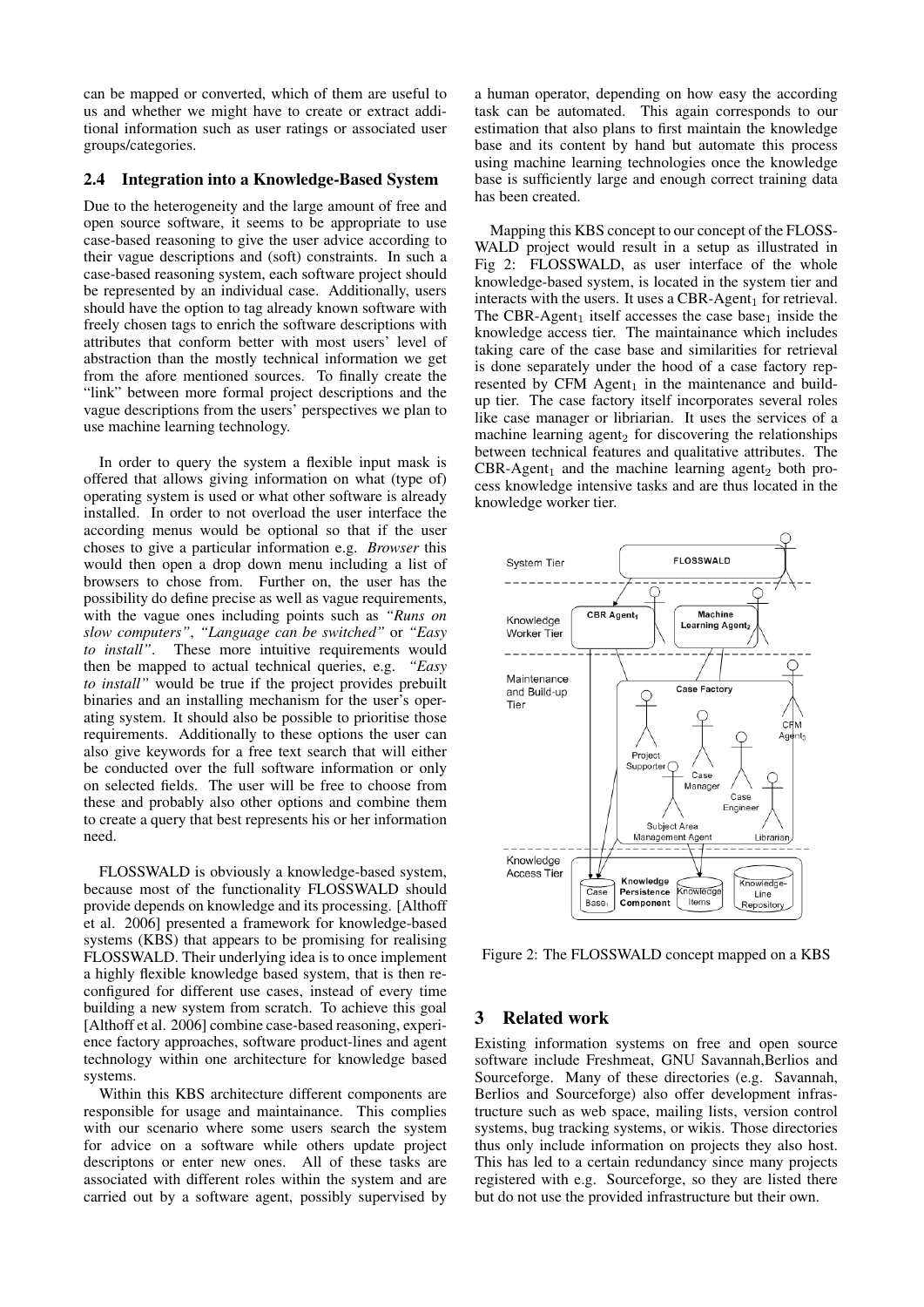can be mapped or converted, which of them are useful to us and whether we might have to create or extract additional information such as user ratings or associated user groups/categories.

### 2.4 Integration into a Knowledge-Based System

Due to the heterogeneity and the large amount of free and open source software, it seems to be appropriate to use case-based reasoning to give the user advice according to their vague descriptions and (soft) constraints. In such a case-based reasoning system, each software project should be represented by an individual case. Additionally, users should have the option to tag already known software with freely chosen tags to enrich the software descriptions with attributes that conform better with most users' level of abstraction than the mostly technical information we get from the afore mentioned sources. To finally create the "link" between more formal project descriptions and the vague descriptions from the users' perspectives we plan to use machine learning technology.

In order to query the system a flexible input mask is offered that allows giving information on what (type of) operating system is used or what other software is already installed. In order to not overload the user interface the according menus would be optional so that if the user choses to give a particular information e.g. *Browser* this would then open a drop down menu including a list of browsers to chose from. Further on, the user has the possibility do define precise as well as vague requirements, with the vague ones including points such as *"Runs on slow computers"*, *"Language can be switched"* or *"Easy to install"*. These more intuitive requirements would then be mapped to actual technical queries, e.g. *"Easy to install"* would be true if the project provides prebuilt binaries and an installing mechanism for the user's operating system. It should also be possible to prioritise those requirements. Additionally to these options the user can also give keywords for a free text search that will either be conducted over the full software information or only on selected fields. The user will be free to choose from these and probably also other options and combine them to create a query that best represents his or her information need.

FLOSSWALD is obviously a knowledge-based system, because most of the functionality FLOSSWALD should provide depends on knowledge and its processing. [Althoff et al. 2006] presented a framework for knowledge-based systems (KBS) that appears to be promising for realising FLOSSWALD. Their underlying idea is to once implement a highly flexible knowledge based system, that is then reconfigured for different use cases, instead of every time building a new system from scratch. To achieve this goal [Althoff et al. 2006] combine case-based reasoning, experience factory approaches, software product-lines and agent technology within one architecture for knowledge based systems.

Within this KBS architecture different components are responsible for usage and maintainance. This complies with our scenario where some users search the system for advice on a software while others update project descriptons or enter new ones. All of these tasks are associated with different roles within the system and are carried out by a software agent, possibly supervised by a human operator, depending on how easy the according task can be automated. This again corresponds to our estimation that also plans to first maintain the knowledge base and its content by hand but automate this process using machine learning technologies once the knowledge base is sufficiently large and enough correct training data has been created.

Mapping this KBS concept to our concept of the FLOSSWALD project would result in a setup as illustrated in Fig 2: FLOSSWALD, as user interface of the whole knowledge-based system, is located in the system tier and interacts with the users. It uses a CBR-Agent$_1$ for retrieval. The CBR-Agent$_1$ itself accesses the case base$_1$ inside the knowledge access tier. The maintainance which includes taking care of the case base and similarities for retrieval is done separately under the hood of a case factory represented by CFM Agent$_1$ in the maintenance and build-up tier. The case factory itself incorporates several roles like case manager or libriarian. It uses the services of a machine learning agent$_2$ for discovering the relationships between technical features and qualitative attributes. The CBR-Agent$_1$ and the machine learning agent$_2$ both process knowledge intensive tasks and are thus located in the knowledge worker tier.

Figure 2: The FLOSSWALD concept mapped on a KBS

## 3 Related work

Existing information systems on free and open source software include Freshmeat, GNU Savannah,Berlios and Sourceforge. Many of these directories (e.g. Savannah, Berlios and Sourceforge) also offer development infrastructure such as web space, mailing lists, version control systems, bug tracking systems, or wikis. Those directories thus only include information on projects they also host. This has led to a certain redundancy since many projects registered with e.g. Sourceforge, so they are listed there but do not use the provided infrastructure but their own.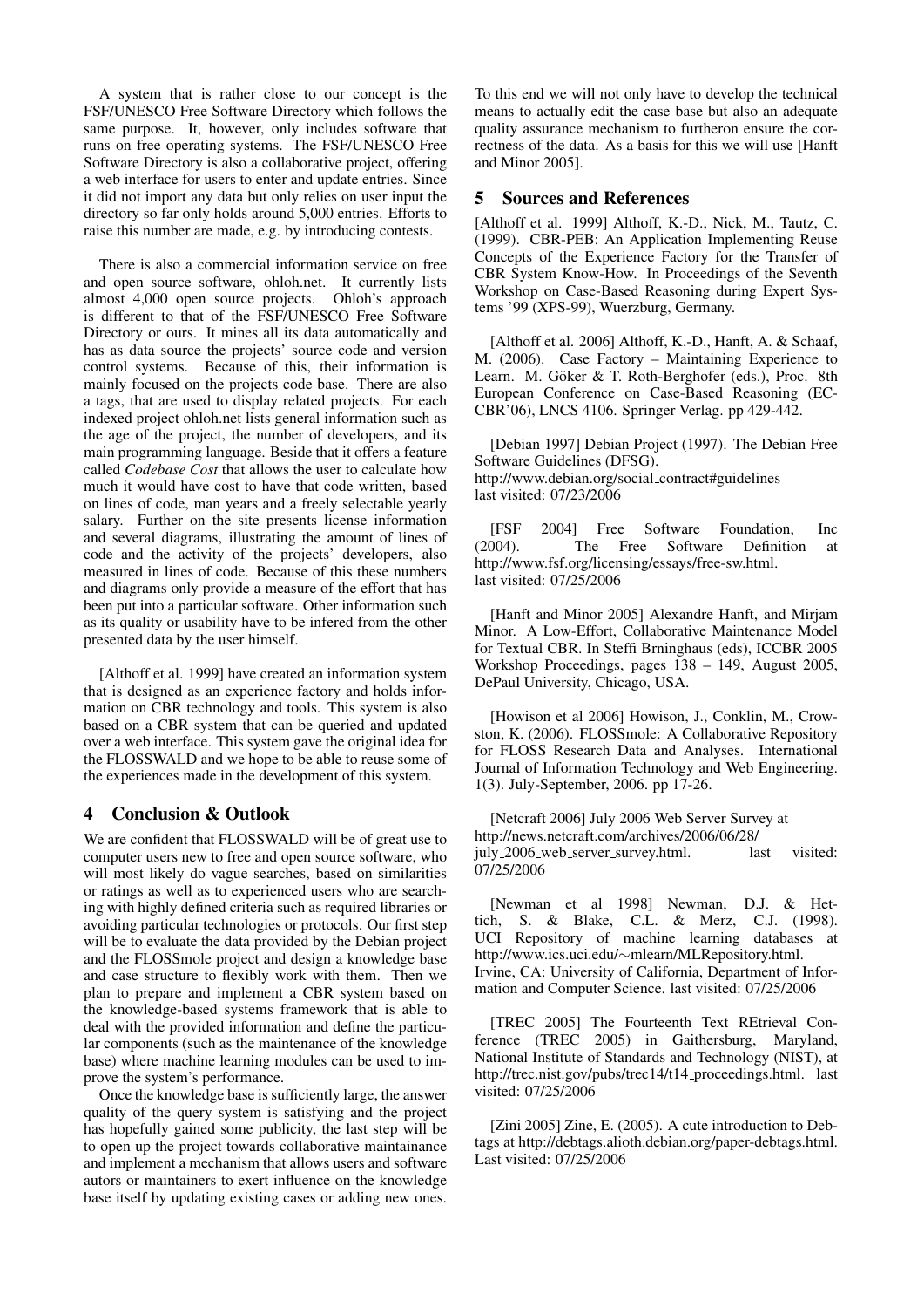A system that is rather close to our concept is the FSF/UNESCO Free Software Directory which follows the same purpose. It, however, only includes software that runs on free operating systems. The FSF/UNESCO Free Software Directory is also a collaborative project, offering a web interface for users to enter and update entries. Since it did not import any data but only relies on user input the directory so far only holds around 5,000 entries. Efforts to raise this number are made, e.g. by introducing contests.

There is also a commercial information service on free and open source software, ohloh.net. It currently lists almost 4,000 open source projects. Ohloh's approach is different to that of the FSF/UNESCO Free Software Directory or ours. It mines all its data automatically and has as data source the projects' source code and version control systems. Because of this, their information is mainly focused on the projects code base. There are also a tags, that are used to display related projects. For each indexed project ohloh.net lists general information such as the age of the project, the number of developers, and its main programming language. Beside that it offers a feature called *Codebase Cost* that allows the user to calculate how much it would have cost to have that code written, based on lines of code, man years and a freely selectable yearly salary. Further on the site presents license information and several diagrams, illustrating the amount of lines of code and the activity of the projects' developers, also measured in lines of code. Because of this these numbers and diagrams only provide a measure of the effort that has been put into a particular software. Other information such as its quality or usability have to be infered from the other presented data by the user himself.

[Althoff et al. 1999] have created an information system that is designed as an experience factory and holds information on CBR technology and tools. This system is also based on a CBR system that can be queried and updated over a web interface. This system gave the original idea for the FLOSSWALD and we hope to be able to reuse some of the experiences made in the development of this system.

## 4 Conclusion & Outlook

We are confident that FLOSSWALD will be of great use to computer users new to free and open source software, who will most likely do vague searches, based on similarities or ratings as well as to experienced users who are searching with highly defined criteria such as required libraries or avoiding particular technologies or protocols. Our first step will be to evaluate the data provided by the Debian project and the FLOSSmole project and design a knowledge base and case structure to flexibly work with them. Then we plan to prepare and implement a CBR system based on the knowledge-based systems framework that is able to deal with the provided information and define the particular components (such as the maintenance of the knowledge base) where machine learning modules can be used to improve the system's performance.

Once the knowledge base is sufficiently large, the answer quality of the query system is satisfying and the project has hopefully gained some publicity, the last step will be to open up the project towards collaborative maintainance and implement a mechanism that allows users and software autors or maintainers to exert influence on the knowledge base itself by updating existing cases or adding new ones. To this end we will not only have to develop the technical means to actually edit the case base but also an adequate quality assurance mechanism to furtheron ensure the correctness of the data. As a basis for this we will use [Hanft and Minor 2005].

## 5 Sources and References

[Althoff et al. 1999] Althoff, K.-D., Nick, M., Tautz, C. (1999). CBR-PEB: An Application Implementing Reuse Concepts of the Experience Factory for the Transfer of CBR System Know-How. In Proceedings of the Seventh Workshop on Case-Based Reasoning during Expert Systems '99 (XPS-99), Wuerzburg, Germany.

[Althoff et al. 2006] Althoff, K.-D., Hanft, A. & Schaaf, M. (2006). Case Factory – Maintaining Experience to Learn. M. Göker & T. Roth-Berghofer (eds.), Proc. 8th European Conference on Case-Based Reasoning (ECCBR'06), LNCS 4106. Springer Verlag. pp 429-442.

[Debian 1997] Debian Project (1997). The Debian Free Software Guidelines (DFSG). http://www.debian.org/social_contract#guidelines last visited: 07/23/2006

[FSF 2004] Free Software Foundation, Inc (2004). The Free Software Definition at http://www.fsf.org/licensing/essays/free-sw.html. last visited: 07/25/2006

[Hanft and Minor 2005] Alexandre Hanft, and Mirjam Minor. A Low-Effort, Collaborative Maintenance Model for Textual CBR. In Steffi Brninghaus (eds), ICCBR 2005 Workshop Proceedings, pages 138 – 149, August 2005, DePaul University, Chicago, USA.

[Howison et al 2006] Howison, J., Conklin, M., Crowston, K. (2006). FLOSSmole: A Collaborative Repository for FLOSS Research Data and Analyses. International Journal of Information Technology and Web Engineering. 1(3). July-September, 2006. pp 17-26.

[Netcraft 2006] July 2006 Web Server Survey at http://news.netcraft.com/archives/2006/06/28/july_2006_web_server_survey.html. last visited: 07/25/2006

[Newman et al 1998] Newman, D.J. & Hettich, S. & Blake, C.L. & Merz, C.J. (1998). UCI Repository of machine learning databases at http://www.ics.uci.edu/~mlearn/MLRepository.html. Irvine, CA: University of California, Department of Information and Computer Science. last visited: 07/25/2006

[TREC 2005] The Fourteenth Text REtrieval Conference (TREC 2005) in Gaithersburg, Maryland, National Institute of Standards and Technology (NIST), at http://trec.nist.gov/pubs/trec14/t14_proceedings.html. last visited: 07/25/2006

[Zini 2005] Zine, E. (2005). A cute introduction to Debtags at http://debtags.alioth.debian.org/paper-debtags.html. Last visited: 07/25/2006